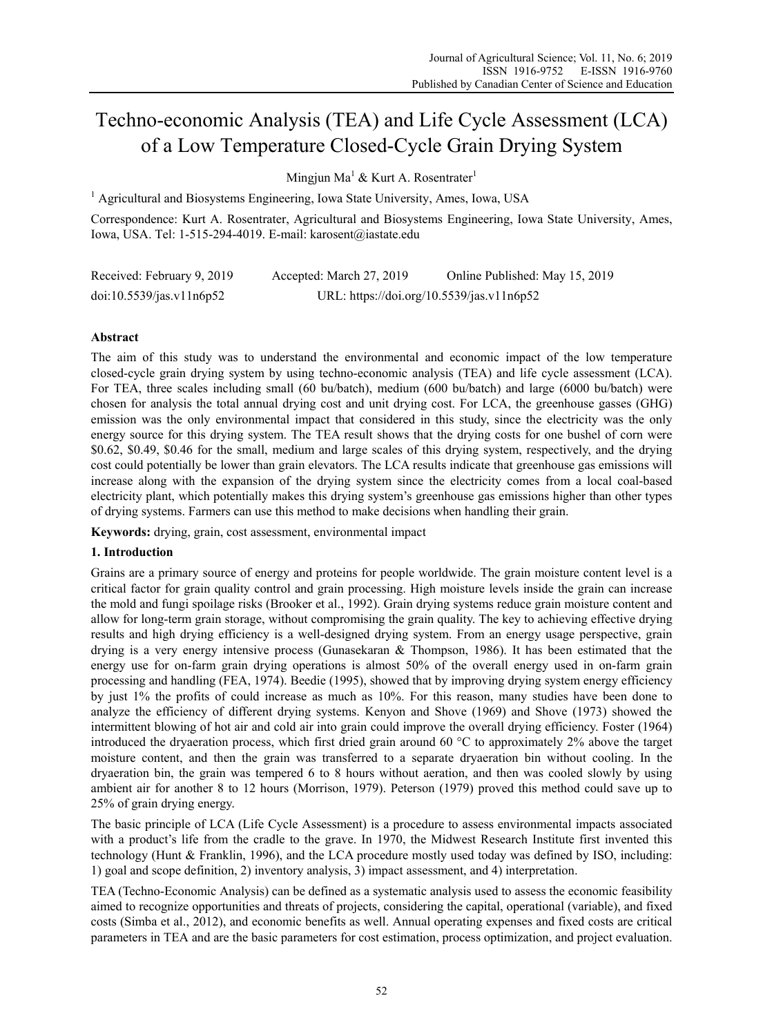# Techno-economic Analysis (TEA) and Life Cycle Assessment (LCA) of a Low Temperature Closed-Cycle Grain Drying System

Mingjun Ma[1] & Kurt A. Rosentrater[1]

[1] Agricultural and Biosystems Engineering, Iowa State University, Ames, Iowa, USA

Correspondence: Kurt A. Rosentrater, Agricultural and Biosystems Engineering, Iowa State University, Ames, Iowa, USA. Tel: 1-515-294-4019. E-mail: karosent@iastate.edu

Received: February 9, 2019 Accepted: March 27, 2019 Online Published: May 15, 2019

doi:10.5539/jas.v11n6p52 URL: https://doi.org/10.5539/jas.v11n6p52

## Abstract

The aim of this study was to understand the environmental and economic impact of the low temperature closed-cycle grain drying system by using techno-economic analysis (TEA) and life cycle assessment (LCA). For TEA, three scales including small (60 bu/batch), medium (600 bu/batch) and large (6000 bu/batch) were chosen for analysis the total annual drying cost and unit drying cost. For LCA, the greenhouse gasses (GHG) emission was the only environmental impact that considered in this study, since the electricity was the only energy source for this drying system. The TEA result shows that the drying costs for one bushel of corn were \$0.62, \$0.49, \$0.46 for the small, medium and large scales of this drying system, respectively, and the drying cost could potentially be lower than grain elevators. The LCA results indicate that greenhouse gas emissions will increase along with the expansion of the drying system since the electricity comes from a local coal-based electricity plant, which potentially makes this drying system's greenhouse gas emissions higher than other types of drying systems. Farmers can use this method to make decisions when handling their grain.

**Keywords:** drying, grain, cost assessment, environmental impact

## 1. Introduction

Grains are a primary source of energy and proteins for people worldwide. The grain moisture content level is a critical factor for grain quality control and grain processing. High moisture levels inside the grain can increase the mold and fungi spoilage risks (Brooker et al., 1992). Grain drying systems reduce grain moisture content and allow for long-term grain storage, without compromising the grain quality. The key to achieving effective drying results and high drying efficiency is a well-designed drying system. From an energy usage perspective, grain drying is a very energy intensive process (Gunasekaran & Thompson, 1986). It has been estimated that the energy use for on-farm grain drying operations is almost 50% of the overall energy used in on-farm grain processing and handling (FEA, 1974). Beedie (1995), showed that by improving drying system energy efficiency by just 1% the profits of could increase as much as 10%. For this reason, many studies have been done to analyze the efficiency of different drying systems. Kenyon and Shove (1969) and Shove (1973) showed the intermittent blowing of hot air and cold air into grain could improve the overall drying efficiency. Foster (1964) introduced the dryaeration process, which first dried grain around 60 °C to approximately 2% above the target moisture content, and then the grain was transferred to a separate dryaeration bin without cooling. In the dryaeration bin, the grain was tempered 6 to 8 hours without aeration, and then was cooled slowly by using ambient air for another 8 to 12 hours (Morrison, 1979). Peterson (1979) proved this method could save up to 25% of grain drying energy.

The basic principle of LCA (Life Cycle Assessment) is a procedure to assess environmental impacts associated with a product's life from the cradle to the grave. In 1970, the Midwest Research Institute first invented this technology (Hunt & Franklin, 1996), and the LCA procedure mostly used today was defined by ISO, including: 1) goal and scope definition, 2) inventory analysis, 3) impact assessment, and 4) interpretation.

TEA (Techno-Economic Analysis) can be defined as a systematic analysis used to assess the economic feasibility aimed to recognize opportunities and threats of projects, considering the capital, operational (variable), and fixed costs (Simba et al., 2012), and economic benefits as well. Annual operating expenses and fixed costs are critical parameters in TEA and are the basic parameters for cost estimation, process optimization, and project evaluation.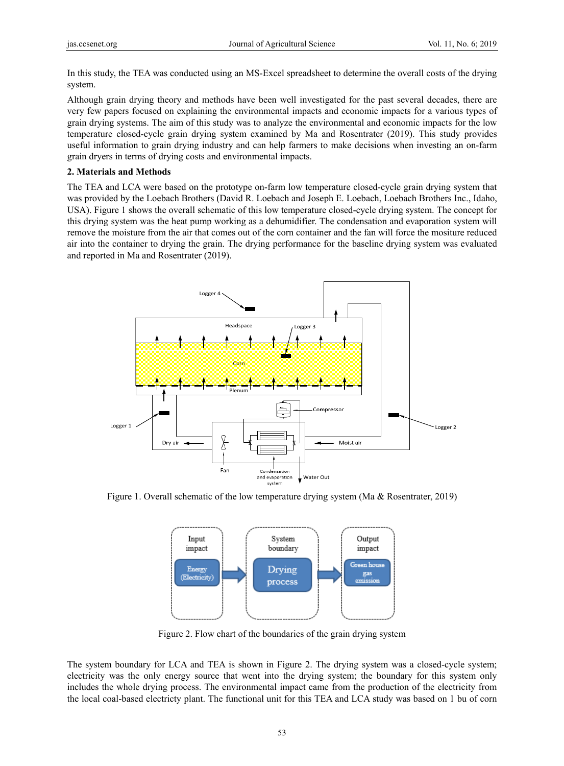In this study, the TEA was conducted using an MS-Excel spreadsheet to determine the overall costs of the drying system.

Although grain drying theory and methods have been well investigated for the past several decades, there are very few papers focused on explaining the environmental impacts and economic impacts for a various types of grain drying systems. The aim of this study was to analyze the environmental and economic impacts for the low temperature closed-cycle grain drying system examined by Ma and Rosentrater (2019). This study provides useful information to grain drying industry and can help farmers to make decisions when investing an on-farm grain dryers in terms of drying costs and environmental impacts.

## 2. Materials and Methods

The TEA and LCA were based on the prototype on-farm low temperature closed-cycle grain drying system that was provided by the Loebach Brothers (David R. Loebach and Joseph E. Loebach, Loebach Brothers Inc., Idaho, USA). Figure 1 shows the overall schematic of this low temperature closed-cycle drying system. The concept for this drying system was the heat pump working as a dehumidifier. The condensation and evaporation system will remove the moisture from the air that comes out of the corn container and the fan will force the mositure reduced air into the container to drying the grain. The drying performance for the baseline drying system was evaluated and reported in Ma and Rosentrater (2019).

Figure 1. Overall schematic of the low temperature drying system (Ma & Rosentrater, 2019)

Figure 2. Flow chart of the boundaries of the grain drying system

The system boundary for LCA and TEA is shown in Figure 2. The drying system was a closed-cycle system; electricity was the only energy source that went into the drying system; the boundary for this system only includes the whole drying process. The environmental impact came from the production of the electricity from the local coal-based electricty plant. The functional unit for this TEA and LCA study was based on 1 bu of corn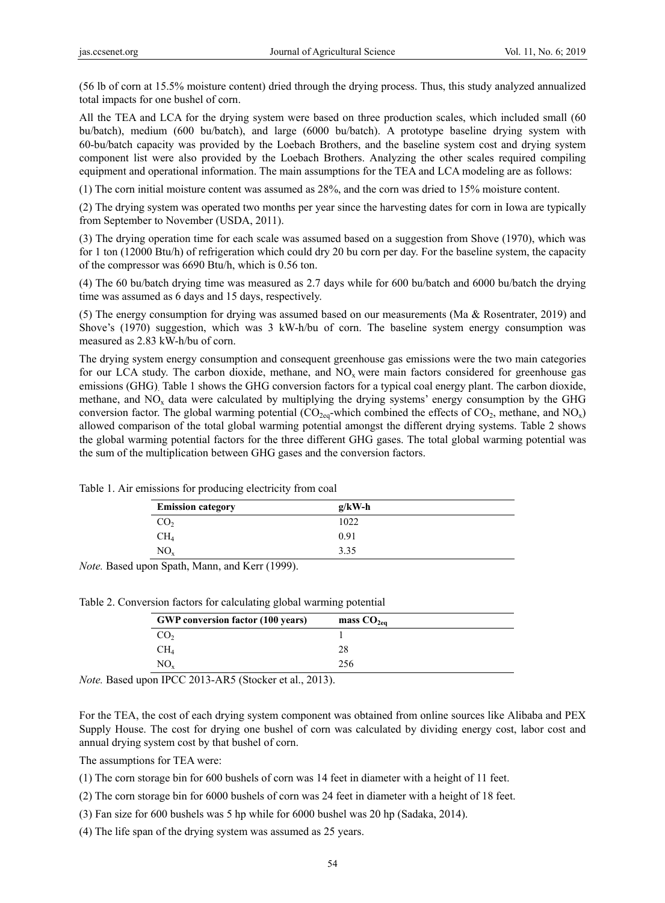(56 lb of corn at 15.5% moisture content) dried through the drying process. Thus, this study analyzed annualized total impacts for one bushel of corn.

All the TEA and LCA for the drying system were based on three production scales, which included small (60 bu/batch), medium (600 bu/batch), and large (6000 bu/batch). A prototype baseline drying system with 60-bu/batch capacity was provided by the Loebach Brothers, and the baseline system cost and drying system component list were also provided by the Loebach Brothers. Analyzing the other scales required compiling equipment and operational information. The main assumptions for the TEA and LCA modeling are as follows:

(1) The corn initial moisture content was assumed as 28%, and the corn was dried to 15% moisture content.

(2) The drying system was operated two months per year since the harvesting dates for corn in Iowa are typically from September to November (USDA, 2011).

(3) The drying operation time for each scale was assumed based on a suggestion from Shove (1970), which was for 1 ton (12000 Btu/h) of refrigeration which could dry 20 bu corn per day. For the baseline system, the capacity of the compressor was 6690 Btu/h, which is 0.56 ton.

(4) The 60 bu/batch drying time was measured as 2.7 days while for 600 bu/batch and 6000 bu/batch the drying time was assumed as 6 days and 15 days, respectively.

(5) The energy consumption for drying was assumed based on our measurements (Ma & Rosentrater, 2019) and Shove's (1970) suggestion, which was 3 kW-h/bu of corn. The baseline system energy consumption was measured as 2.83 kW-h/bu of corn.

The drying system energy consumption and consequent greenhouse gas emissions were the two main categories for our LCA study. The carbon dioxide, methane, and $NO_x$ were main factors considered for greenhouse gas emissions (GHG). Table 1 shows the GHG conversion factors for a typical coal energy plant. The carbon dioxide, methane, and $NO_x$ data were calculated by multiplying the drying systems' energy consumption by the GHG conversion factor. The global warming potential ($CO_{2eq}$-which combined the effects of $CO_2$, methane, and $NO_x$) allowed comparison of the total global warming potential amongst the different drying systems. Table 2 shows the global warming potential factors for the three different GHG gases. The total global warming potential was the sum of the multiplication between GHG gases and the conversion factors.

Table 1. Air emissions for producing electricity from coal

| Emission category | g/kW-h |
|---|---|
| $CO_2$ | 1022 |
| $CH_4$ | 0.91 |
| $NO_x$ | 3.35 |

*Note.* Based upon Spath, Mann, and Kerr (1999).

Table 2. Conversion factors for calculating global warming potential

| GWP conversion factor (100 years) | mass $CO_{2eq}$ |
|---|---|
| $CO_2$ | 1 |
| $CH_4$ | 28 |
| $NO_x$ | 256 |

*Note.* Based upon IPCC 2013-AR5 (Stocker et al., 2013).

For the TEA, the cost of each drying system component was obtained from online sources like Alibaba and PEX Supply House. The cost for drying one bushel of corn was calculated by dividing energy cost, labor cost and annual drying system cost by that bushel of corn.

The assumptions for TEA were:

(1) The corn storage bin for 600 bushels of corn was 14 feet in diameter with a height of 11 feet.

(2) The corn storage bin for 6000 bushels of corn was 24 feet in diameter with a height of 18 feet.

(3) Fan size for 600 bushels was 5 hp while for 6000 bushel was 20 hp (Sadaka, 2014).

(4) The life span of the drying system was assumed as 25 years.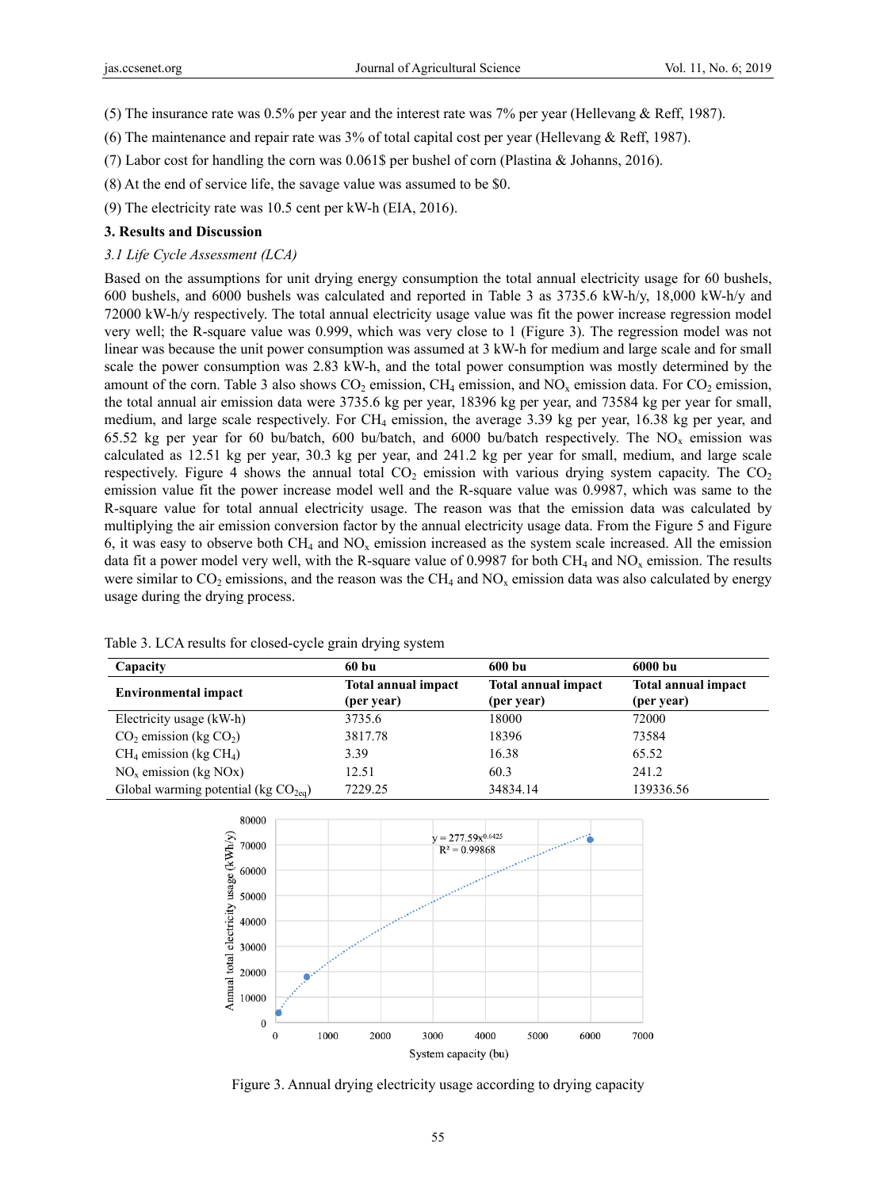(5) The insurance rate was 0.5% per year and the interest rate was 7% per year (Hellevang & Reff, 1987).

(6) The maintenance and repair rate was 3% of total capital cost per year (Hellevang & Reff, 1987).

(7) Labor cost for handling the corn was 0.061$ per bushel of corn (Plastina & Johanns, 2016).

(8) At the end of service life, the savage value was assumed to be $0.

(9) The electricity rate was 10.5 cent per kW-h (EIA, 2016).

## 3. Results and Discussion

### *3.1 Life Cycle Assessment (LCA)*

Based on the assumptions for unit drying energy consumption the total annual electricity usage for 60 bushels, 600 bushels, and 6000 bushels was calculated and reported in Table 3 as 3735.6 kW-h/y, 18,000 kW-h/y and 72000 kW-h/y respectively. The total annual electricity usage value was fit the power increase regression model very well; the R-square value was 0.999, which was very close to 1 (Figure 3). The regression model was not linear was because the unit power consumption was assumed at 3 kW-h for medium and large scale and for small scale the power consumption was 2.83 kW-h, and the total power consumption was mostly determined by the amount of the corn. Table 3 also shows $CO_2$ emission, $CH_4$ emission, and $NO_x$ emission data. For $CO_2$ emission, the total annual air emission data were 3735.6 kg per year, 18396 kg per year, and 73584 kg per year for small, medium, and large scale respectively. For $CH_4$ emission, the average 3.39 kg per year, 16.38 kg per year, and 65.52 kg per year for 60 bu/batch, 600 bu/batch, and 6000 bu/batch respectively. The $NO_x$ emission was calculated as 12.51 kg per year, 30.3 kg per year, and 241.2 kg per year for small, medium, and large scale respectively. Figure 4 shows the annual total $CO_2$ emission with various drying system capacity. The $CO_2$ emission value fit the power increase model well and the R-square value was 0.9987, which was same to the R-square value for total annual electricity usage. The reason was that the emission data was calculated by multiplying the air emission conversion factor by the annual electricity usage data. From the Figure 5 and Figure 6, it was easy to observe both $CH_4$ and $NO_x$ emission increased as the system scale increased. All the emission data fit a power model very well, with the R-square value of 0.9987 for both $CH_4$ and $NO_x$ emission. The results were similar to $CO_2$ emissions, and the reason was the $CH_4$ and $NO_x$ emission data was also calculated by energy usage during the drying process.

Table 3. LCA results for closed-cycle grain drying system

| Capacity | 60 bu | 600 bu | 6000 bu |
|---|---|---|---|
| Environmental impact | Total annual impact (per year) | Total annual impact (per year) | Total annual impact (per year) |
| Electricity usage (kW-h) | 3735.6 | 18000 | 72000 |
| $CO_2$ emission (kg $CO_2$) | 3817.78 | 18396 | 73584 |
| $CH_4$ emission (kg $CH_4$) | 3.39 | 16.38 | 65.52 |
| $NO_x$ emission (kg NOx) | 12.51 | 60.3 | 241.2 |
| Global warming potential (kg $CO_{2eq}$) | 7229.25 | 34834.14 | 139336.56 |

Figure 3. Annual drying electricity usage according to drying capacity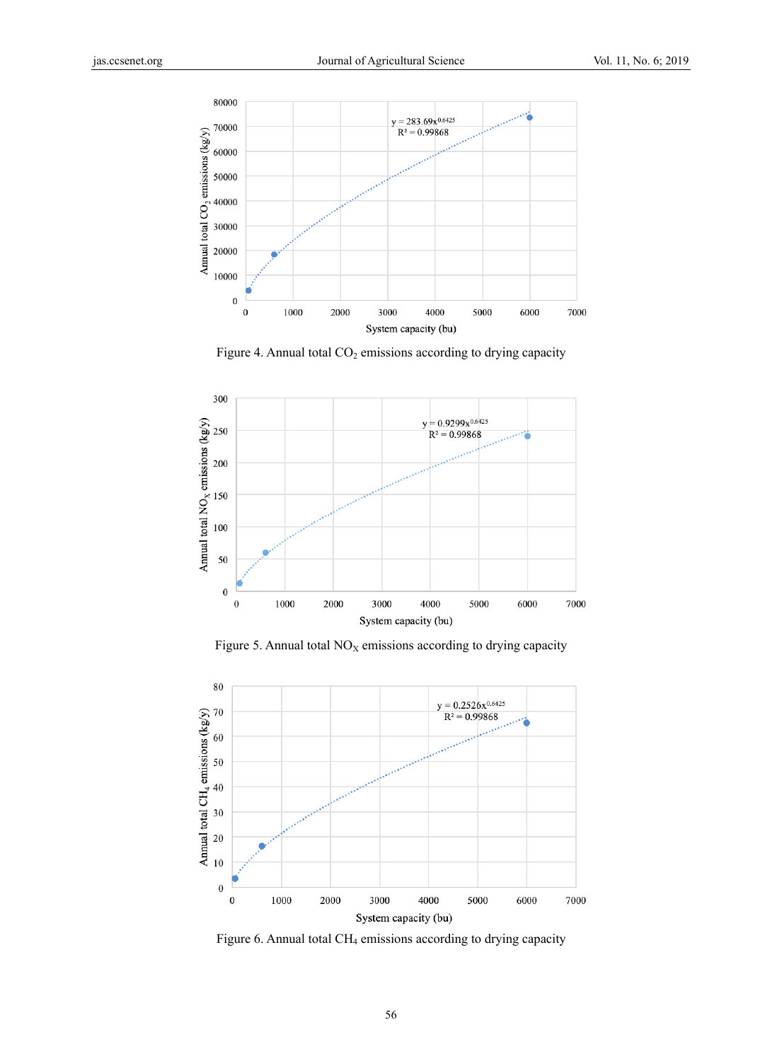Figure 4. Annual total $CO_2$ emissions according to drying capacity

Figure 5. Annual total $NO_X$ emissions according to drying capacity

Figure 6. Annual total $CH_4$ emissions according to drying capacity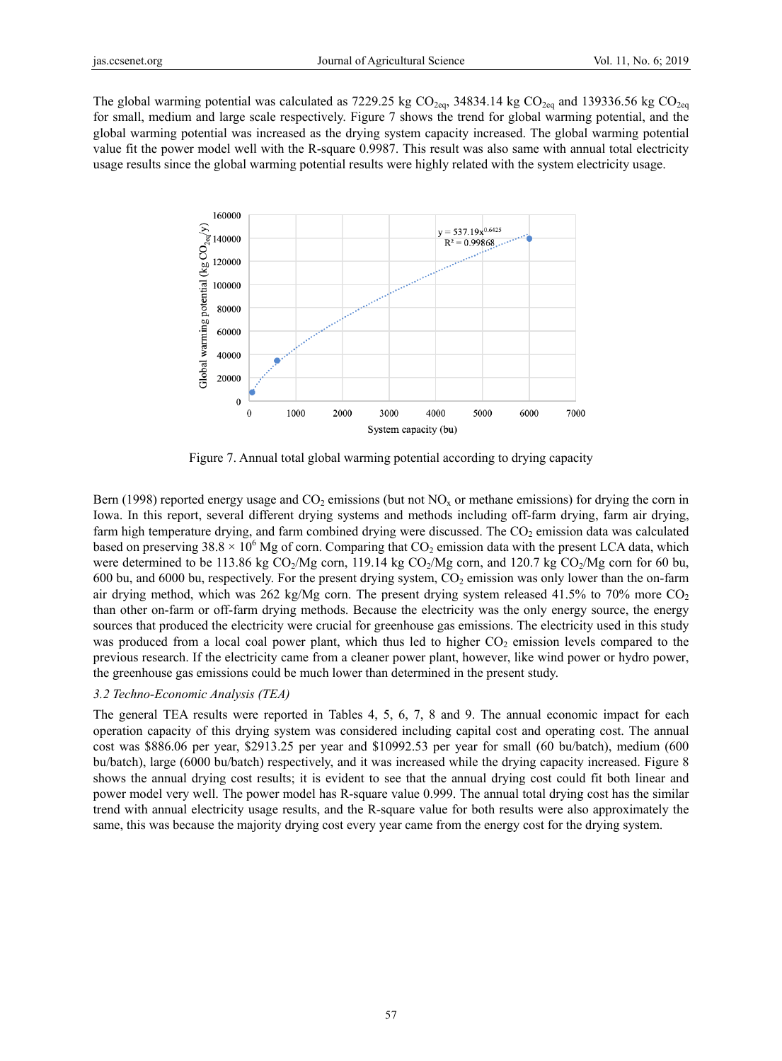The global warming potential was calculated as 7229.25 kg $CO_{2eq}$, 34834.14 kg $CO_{2eq}$ and 139336.56 kg $CO_{2eq}$ for small, medium and large scale respectively. Figure 7 shows the trend for global warming potential, and the global warming potential was increased as the drying system capacity increased. The global warming potential value fit the power model well with the R-square 0.9987. This result was also same with annual total electricity usage results since the global warming potential results were highly related with the system electricity usage.

Figure 7. Annual total global warming potential according to drying capacity

Bern (1998) reported energy usage and $CO_2$ emissions (but not $NO_x$ or methane emissions) for drying the corn in Iowa. In this report, several different drying systems and methods including off-farm drying, farm air drying, farm high temperature drying, and farm combined drying were discussed. The $CO_2$ emission data was calculated based on preserving $38.8 \times 10^6$ Mg of corn. Comparing that $CO_2$ emission data with the present LCA data, which were determined to be 113.86 kg $CO_2$/Mg corn, 119.14 kg $CO_2$/Mg corn, and 120.7 kg $CO_2$/Mg corn for 60 bu, 600 bu, and 6000 bu, respectively. For the present drying system, $CO_2$ emission was only lower than the on-farm air drying method, which was 262 kg/Mg corn. The present drying system released 41.5% to 70% more $CO_2$ than other on-farm or off-farm drying methods. Because the electricity was the only energy source, the energy sources that produced the electricity were crucial for greenhouse gas emissions. The electricity used in this study was produced from a local coal power plant, which thus led to higher $CO_2$ emission levels compared to the previous research. If the electricity came from a cleaner power plant, however, like wind power or hydro power, the greenhouse gas emissions could be much lower than determined in the present study.

### *3.2 Techno-Economic Analysis (TEA)*

The general TEA results were reported in Tables 4, 5, 6, 7, 8 and 9. The annual economic impact for each operation capacity of this drying system was considered including capital cost and operating cost. The annual cost was $886.06 per year, $2913.25 per year and $10992.53 per year for small (60 bu/batch), medium (600 bu/batch), large (6000 bu/batch) respectively, and it was increased while the drying capacity increased. Figure 8 shows the annual drying cost results; it is evident to see that the annual drying cost could fit both linear and power model very well. The power model has R-square value 0.999. The annual total drying cost has the similar trend with annual electricity usage results, and the R-square value for both results were also approximately the same, this was because the majority drying cost every year came from the energy cost for the drying system.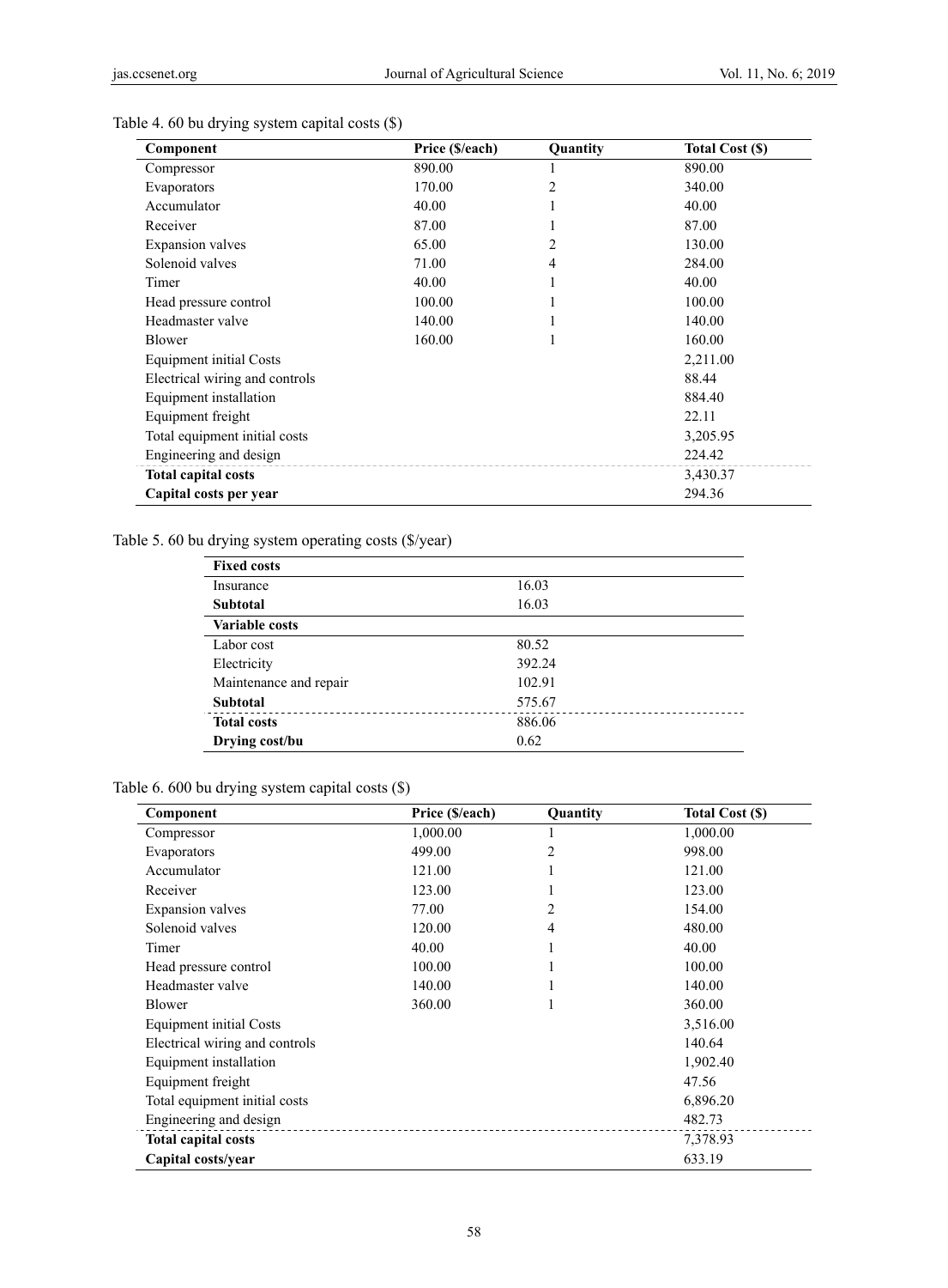Table 4. 60 bu drying system capital costs ($)

| Component | Price ($/each) | Quantity | Total Cost ($) |
|---|---|---|---|
| Compressor | 890.00 | 1 | 890.00 |
| Evaporators | 170.00 | 2 | 340.00 |
| Accumulator | 40.00 | 1 | 40.00 |
| Receiver | 87.00 | 1 | 87.00 |
| Expansion valves | 65.00 | 2 | 130.00 |
| Solenoid valves | 71.00 | 4 | 284.00 |
| Timer | 40.00 | 1 | 40.00 |
| Head pressure control | 100.00 | 1 | 100.00 |
| Headmaster valve | 140.00 | 1 | 140.00 |
| Blower | 160.00 | 1 | 160.00 |
| Equipment initial Costs | | | 2,211.00 |
| Electrical wiring and controls | | | 88.44 |
| Equipment installation | | | 884.40 |
| Equipment freight | | | 22.11 |
| Total equipment initial costs | | | 3,205.95 |
| Engineering and design | | | 224.42 |
| **Total capital costs** | | | 3,430.37 |
| **Capital costs per year** | | | 294.36 |

Table 5. 60 bu drying system operating costs ($/year)

| **Fixed costs** | |
|---|---|
| Insurance | 16.03 |
| **Subtotal** | 16.03 |
| **Variable costs** | |
| Labor cost | 80.52 |
| Electricity | 392.24 |
| Maintenance and repair | 102.91 |
| **Subtotal** | 575.67 |
| **Total costs** | 886.06 |
| **Drying cost/bu** | 0.62 |

Table 6. 600 bu drying system capital costs ($)

| Component | Price ($/each) | Quantity | Total Cost ($) |
|---|---|---|---|
| Compressor | 1,000.00 | 1 | 1,000.00 |
| Evaporators | 499.00 | 2 | 998.00 |
| Accumulator | 121.00 | 1 | 121.00 |
| Receiver | 123.00 | 1 | 123.00 |
| Expansion valves | 77.00 | 2 | 154.00 |
| Solenoid valves | 120.00 | 4 | 480.00 |
| Timer | 40.00 | 1 | 40.00 |
| Head pressure control | 100.00 | 1 | 100.00 |
| Headmaster valve | 140.00 | 1 | 140.00 |
| Blower | 360.00 | 1 | 360.00 |
| Equipment initial Costs | | | 3,516.00 |
| Electrical wiring and controls | | | 140.64 |
| Equipment installation | | | 1,902.40 |
| Equipment freight | | | 47.56 |
| Total equipment initial costs | | | 6,896.20 |
| Engineering and design | | | 482.73 |
| **Total capital costs** | | | 7,378.93 |
| **Capital costs/year** | | | 633.19 |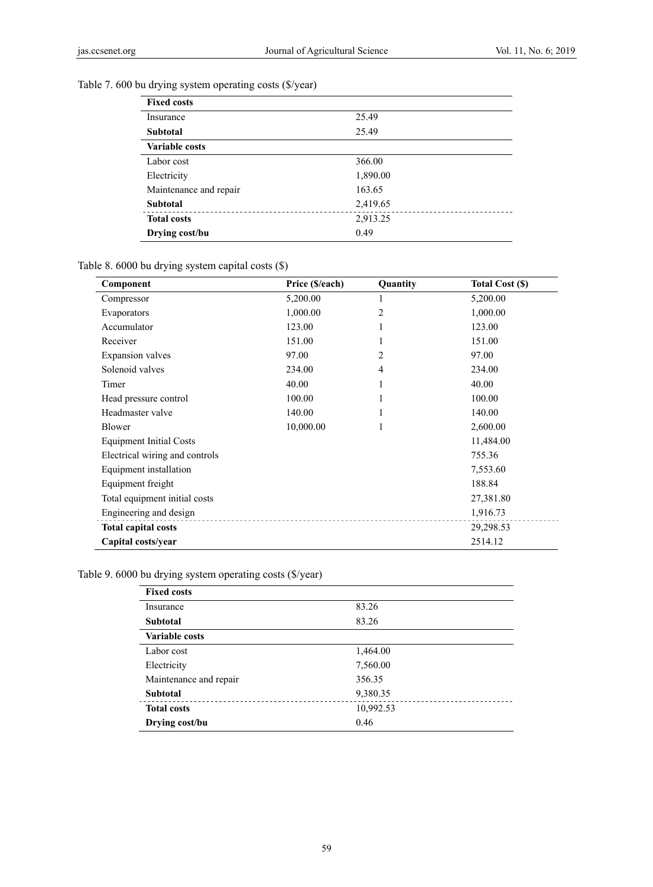Table 7. 600 bu drying system operating costs ($/year)

| **Fixed costs** | |
|---|---|
| Insurance | 25.49 |
| **Subtotal** | 25.49 |
| **Variable costs** | |
| Labor cost | 366.00 |
| Electricity | 1,890.00 |
| Maintenance and repair | 163.65 |
| **Subtotal** | 2,419.65 |
| **Total costs** | 2,913.25 |
| **Drying cost/bu** | 0.49 |

Table 8. 6000 bu drying system capital costs ($)

| Component | Price ($/each) | Quantity | Total Cost ($) |
|---|---|---|---|
| Compressor | 5,200.00 | 1 | 5,200.00 |
| Evaporators | 1,000.00 | 2 | 1,000.00 |
| Accumulator | 123.00 | 1 | 123.00 |
| Receiver | 151.00 | 1 | 151.00 |
| Expansion valves | 97.00 | 2 | 97.00 |
| Solenoid valves | 234.00 | 4 | 234.00 |
| Timer | 40.00 | 1 | 40.00 |
| Head pressure control | 100.00 | 1 | 100.00 |
| Headmaster valve | 140.00 | 1 | 140.00 |
| Blower | 10,000.00 | 1 | 2,600.00 |
| Equipment Initial Costs | | | 11,484.00 |
| Electrical wiring and controls | | | 755.36 |
| Equipment installation | | | 7,553.60 |
| Equipment freight | | | 188.84 |
| Total equipment initial costs | | | 27,381.80 |
| Engineering and design | | | 1,916.73 |
| **Total capital costs** | | | 29,298.53 |
| **Capital costs/year** | | | 2514.12 |

Table 9. 6000 bu drying system operating costs ($/year)

| **Fixed costs** | |
|---|---|
| Insurance | 83.26 |
| **Subtotal** | 83.26 |
| **Variable costs** | |
| Labor cost | 1,464.00 |
| Electricity | 7,560.00 |
| Maintenance and repair | 356.35 |
| **Subtotal** | 9,380.35 |
| **Total costs** | 10,992.53 |
| **Drying cost/bu** | 0.46 |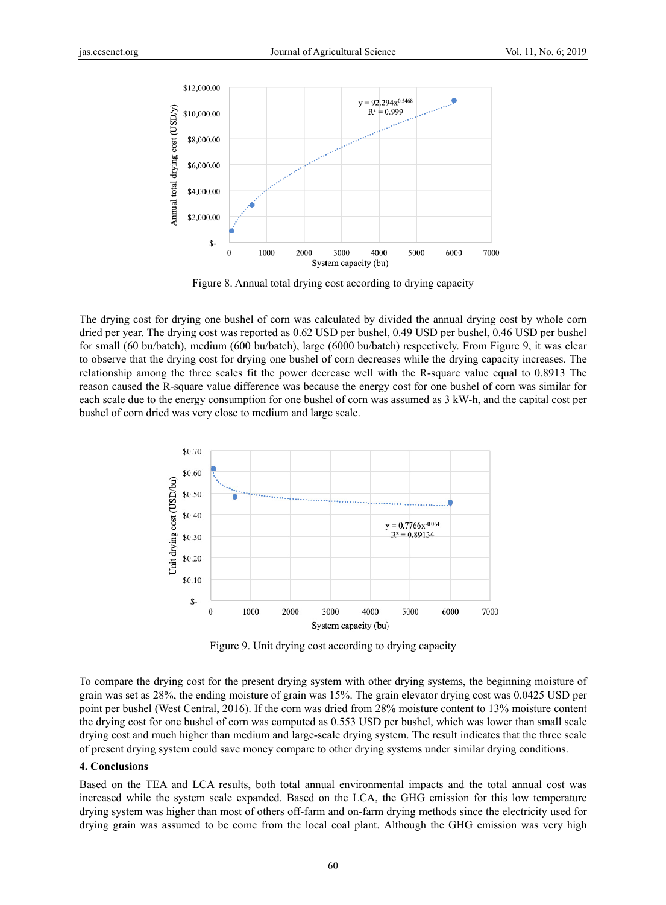Figure 8. Annual total drying cost according to drying capacity

The drying cost for drying one bushel of corn was calculated by divided the annual drying cost by whole corn dried per year. The drying cost was reported as 0.62 USD per bushel, 0.49 USD per bushel, 0.46 USD per bushel for small (60 bu/batch), medium (600 bu/batch), large (6000 bu/batch) respectively. From Figure 9, it was clear to observe that the drying cost for drying one bushel of corn decreases while the drying capacity increases. The relationship among the three scales fit the power decrease well with the R-square value equal to 0.8913 The reason caused the R-square value difference was because the energy cost for one bushel of corn was similar for each scale due to the energy consumption for one bushel of corn was assumed as 3 kW-h, and the capital cost per bushel of corn dried was very close to medium and large scale.

Figure 9. Unit drying cost according to drying capacity

To compare the drying cost for the present drying system with other drying systems, the beginning moisture of grain was set as 28%, the ending moisture of grain was 15%. The grain elevator drying cost was 0.0425 USD per point per bushel (West Central, 2016). If the corn was dried from 28% moisture content to 13% moisture content the drying cost for one bushel of corn was computed as 0.553 USD per bushel, which was lower than small scale drying cost and much higher than medium and large-scale drying system. The result indicates that the three scale of present drying system could save money compare to other drying systems under similar drying conditions.

## 4. Conclusions

Based on the TEA and LCA results, both total annual environmental impacts and the total annual cost was increased while the system scale expanded. Based on the LCA, the GHG emission for this low temperature drying system was higher than most of others off-farm and on-farm drying methods since the electricity used for drying grain was assumed to be come from the local coal plant. Although the GHG emission was very high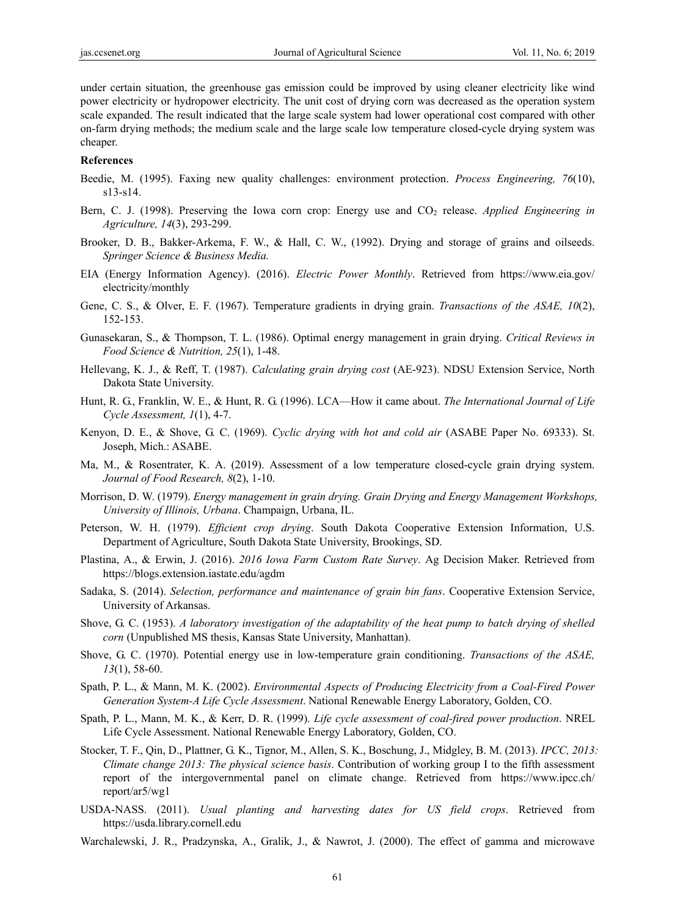under certain situation, the greenhouse gas emission could be improved by using cleaner electricity like wind power electricity or hydropower electricity. The unit cost of drying corn was decreased as the operation system scale expanded. The result indicated that the large scale system had lower operational cost compared with other on-farm drying methods; the medium scale and the large scale low temperature closed-cycle drying system was cheaper.

**References**

Beedie, M. (1995). Faxing new quality challenges: environment protection. *Process Engineering, 76*(10), s13-s14.

Bern, C. J. (1998). Preserving the Iowa corn crop: Energy use and $CO_2$ release. *Applied Engineering in Agriculture, 14*(3), 293-299.

Brooker, D. B., Bakker-Arkema, F. W., & Hall, C. W., (1992). Drying and storage of grains and oilseeds. *Springer Science & Business Media.*

EIA (Energy Information Agency). (2016). *Electric Power Monthly*. Retrieved from https://www.eia.gov/electricity/monthly

Gene, C. S., & Olver, E. F. (1967). Temperature gradients in drying grain. *Transactions of the ASAE, 10*(2), 152-153.

Gunasekaran, S., & Thompson, T. L. (1986). Optimal energy management in grain drying. *Critical Reviews in Food Science & Nutrition, 25*(1), 1-48.

Hellevang, K. J., & Reff, T. (1987). *Calculating grain drying cost* (AE-923). NDSU Extension Service, North Dakota State University.

Hunt, R. G., Franklin, W. E., & Hunt, R. G. (1996). LCA—How it came about. *The International Journal of Life Cycle Assessment, 1*(1), 4-7.

Kenyon, D. E., & Shove, G. C. (1969). *Cyclic drying with hot and cold air* (ASABE Paper No. 69333). St. Joseph, Mich.: ASABE.

Ma, M., & Rosentrater, K. A. (2019). Assessment of a low temperature closed-cycle grain drying system. *Journal of Food Research, 8*(2), 1-10.

Morrison, D. W. (1979). *Energy management in grain drying. Grain Drying and Energy Management Workshops, University of Illinois, Urbana*. Champaign, Urbana, IL.

Peterson, W. H. (1979). *Efficient crop drying*. South Dakota Cooperative Extension Information, U.S. Department of Agriculture, South Dakota State University, Brookings, SD.

Plastina, A., & Erwin, J. (2016). *2016 Iowa Farm Custom Rate Survey*. Ag Decision Maker. Retrieved from https://blogs.extension.iastate.edu/agdm

Sadaka, S. (2014). *Selection, performance and maintenance of grain bin fans*. Cooperative Extension Service, University of Arkansas.

Shove, G. C. (1953). *A laboratory investigation of the adaptability of the heat pump to batch drying of shelled corn* (Unpublished MS thesis, Kansas State University, Manhattan).

Shove, G. C. (1970). Potential energy use in low-temperature grain conditioning. *Transactions of the ASAE, 13*(1), 58-60.

Spath, P. L., & Mann, M. K. (2002). *Environmental Aspects of Producing Electricity from a Coal-Fired Power Generation System-A Life Cycle Assessment*. National Renewable Energy Laboratory, Golden, CO.

Spath, P. L., Mann, M. K., & Kerr, D. R. (1999). *Life cycle assessment of coal-fired power production*. NREL Life Cycle Assessment. National Renewable Energy Laboratory, Golden, CO.

Stocker, T. F., Qin, D., Plattner, G. K., Tignor, M., Allen, S. K., Boschung, J., Midgley, B. M. (2013). *IPCC, 2013: Climate change 2013: The physical science basis*. Contribution of working group I to the fifth assessment report of the intergovernmental panel on climate change. Retrieved from https://www.ipcc.ch/report/ar5/wg1

USDA-NASS. (2011). *Usual planting and harvesting dates for US field crops*. Retrieved from https://usda.library.cornell.edu

Warchalewski, J. R., Pradzynska, A., Gralik, J., & Nawrot, J. (2000). The effect of gamma and microwave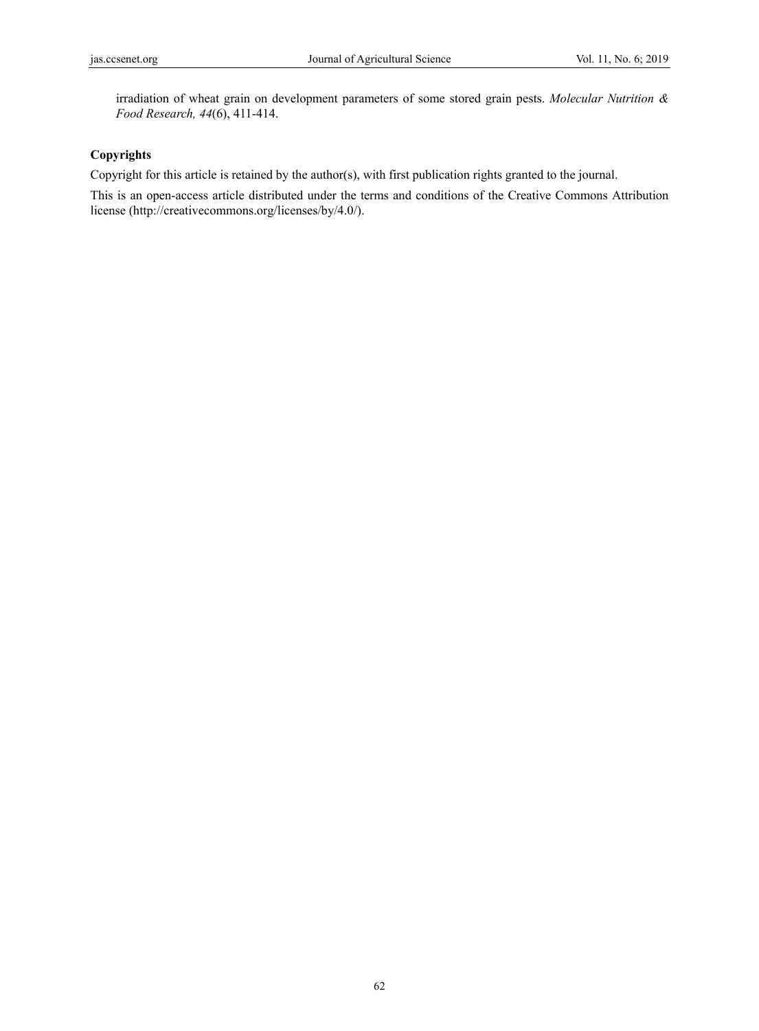irradiation of wheat grain on development parameters of some stored grain pests. *Molecular Nutrition & Food Research, 44*(6), 411-414.

## Copyrights

Copyright for this article is retained by the author(s), with first publication rights granted to the journal.

This is an open-access article distributed under the terms and conditions of the Creative Commons Attribution license (http://creativecommons.org/licenses/by/4.0/).